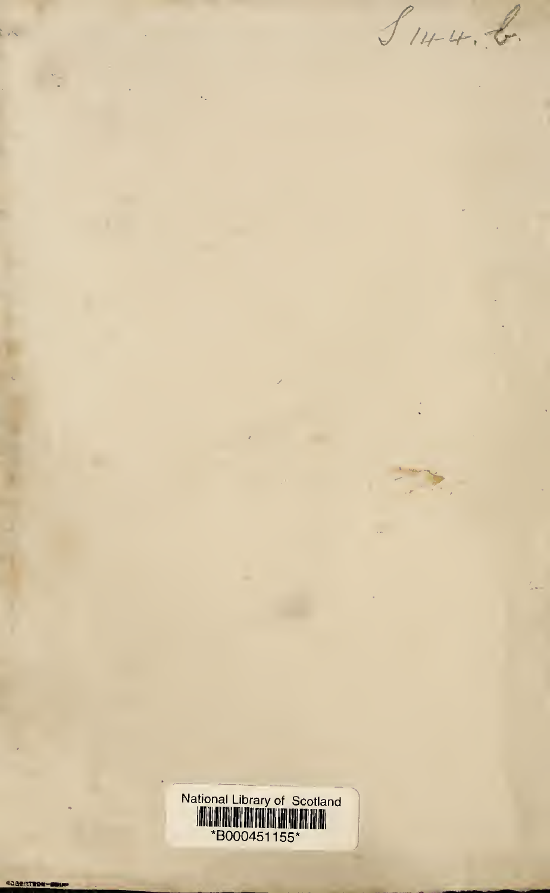S 14-4. b.

National Library of Scotland

*B000451155*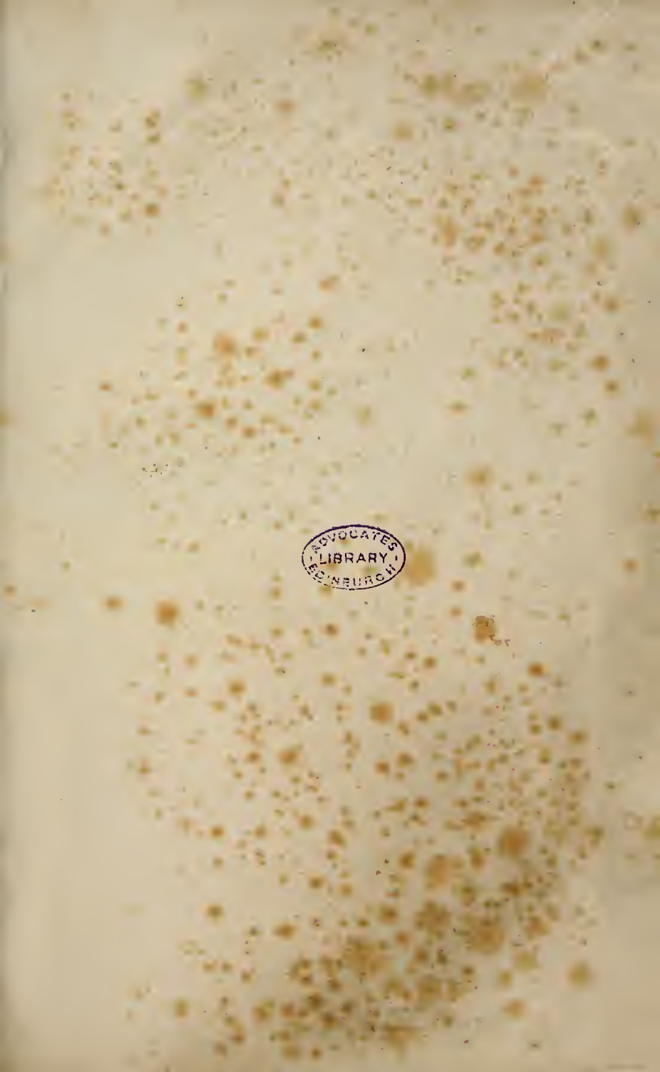ADVOCATES LIBRARY EDINBURGH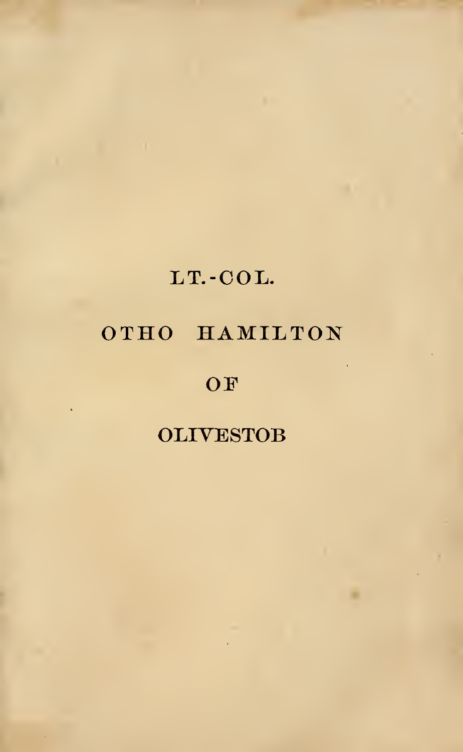# LT.-COL.

# OTHO HAMILTON

# OF

# OLIVESTOB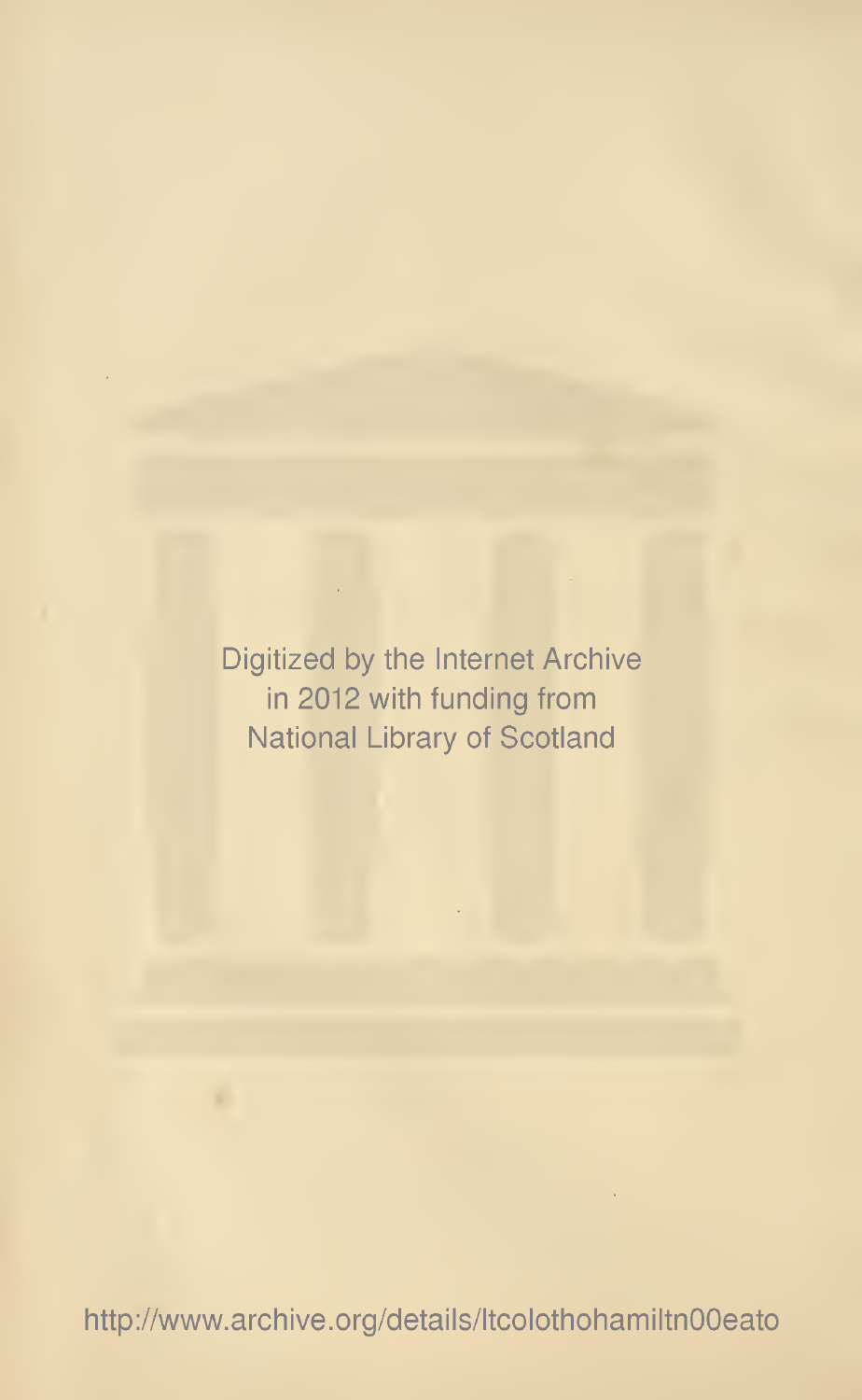Digitized by the Internet Archive
in 2012 with funding from
National Library of Scotland

http://www.archive.org/details/ltcolothohamiltn00eato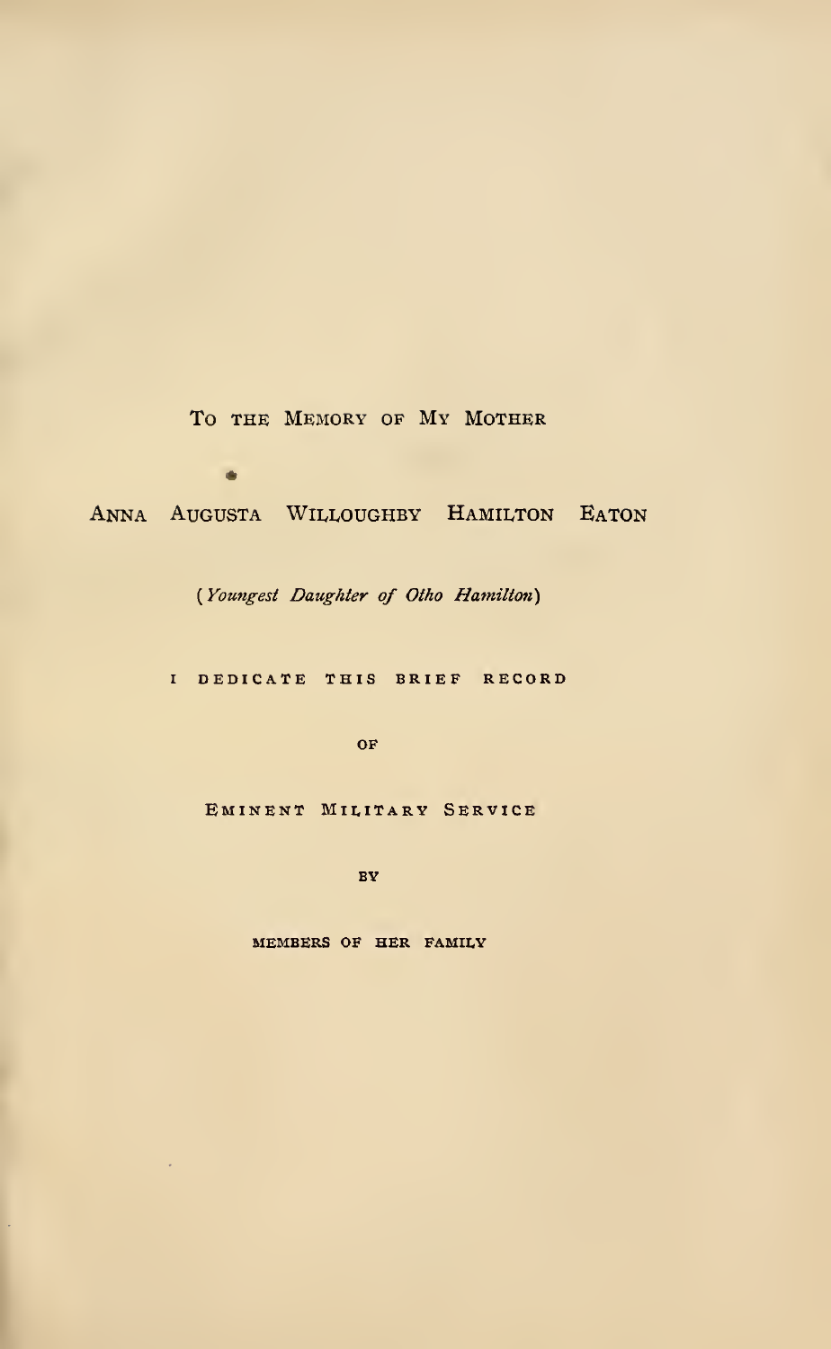To the Memory of My Mother

Anna Augusta Willoughby Hamilton Eaton

(*Youngest Daughter of Otho Hamilton*)

I dedicate this brief record

of

Eminent Military Service

by

members of her family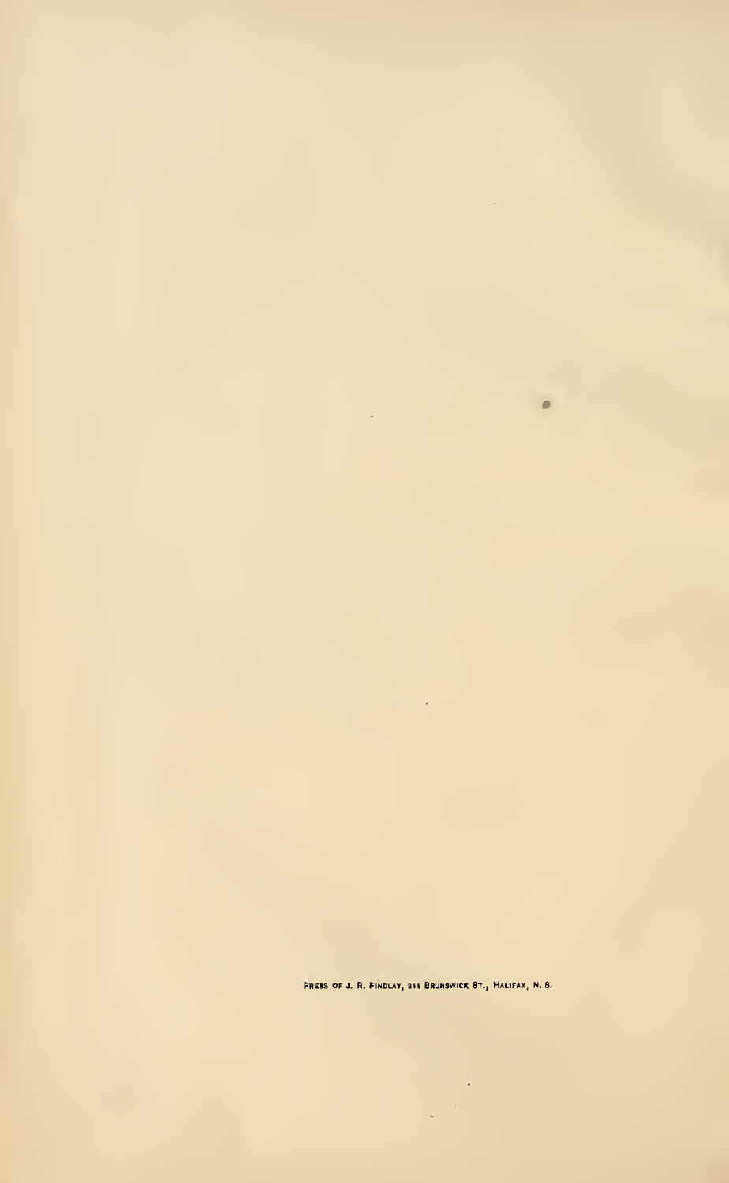Press of J. R. Findlay, 211 Brunswick St., Halifax, N. S.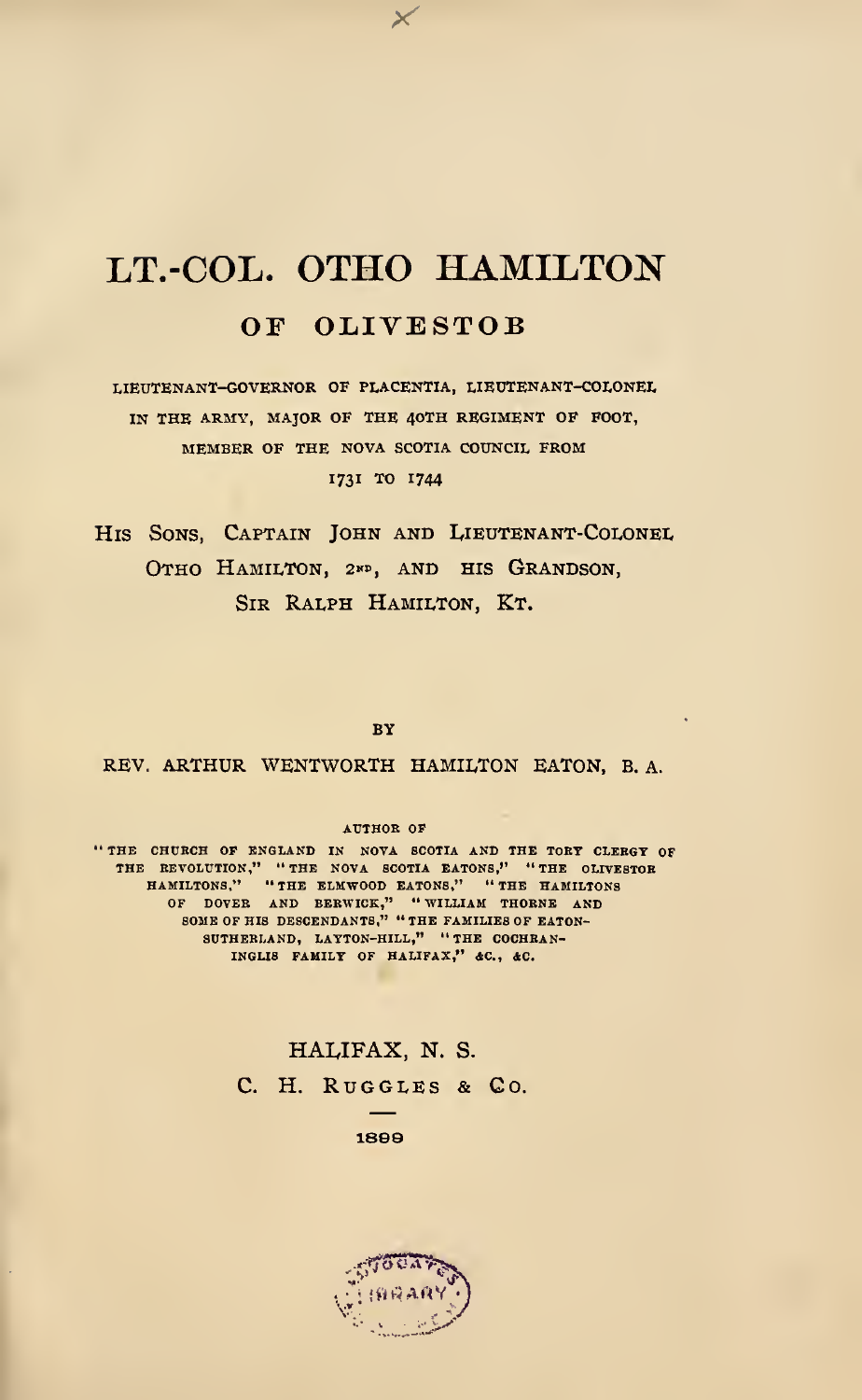# LT.-COL. OTHO HAMILTON

## OF OLIVESTOB

LIEUTENANT-GOVERNOR OF PLACENTIA, LIEUTENANT-COLONEL IN THE ARMY, MAJOR OF THE 40TH REGIMENT OF FOOT, MEMBER OF THE NOVA SCOTIA COUNCIL FROM 1731 TO 1744

HIS SONS, CAPTAIN JOHN AND LIEUTENANT-COLONEL OTHO HAMILTON, 2ND, AND HIS GRANDSON, SIR RALPH HAMILTON, KT.

BY

REV. ARTHUR WENTWORTH HAMILTON EATON, B. A.

AUTHOR OF

"THE CHURCH OF ENGLAND IN NOVA SCOTIA AND THE TORY CLERGY OF THE REVOLUTION," "THE NOVA SCOTIA EATONS," "THE OLIVESTOB HAMILTONS," "THE ELMWOOD EATONS," "THE HAMILTONS OF DOVER AND BERWICK," "WILLIAM THORNE AND SOME OF HIS DESCENDANTS," "THE FAMILIES OF EATON-SUTHERLAND, LAYTON-HILL," "THE COCHRAN-INGLIS FAMILY OF HALIFAX," &C., &C.

HALIFAX, N. S.

C. H. RUGGLES & CO.

1899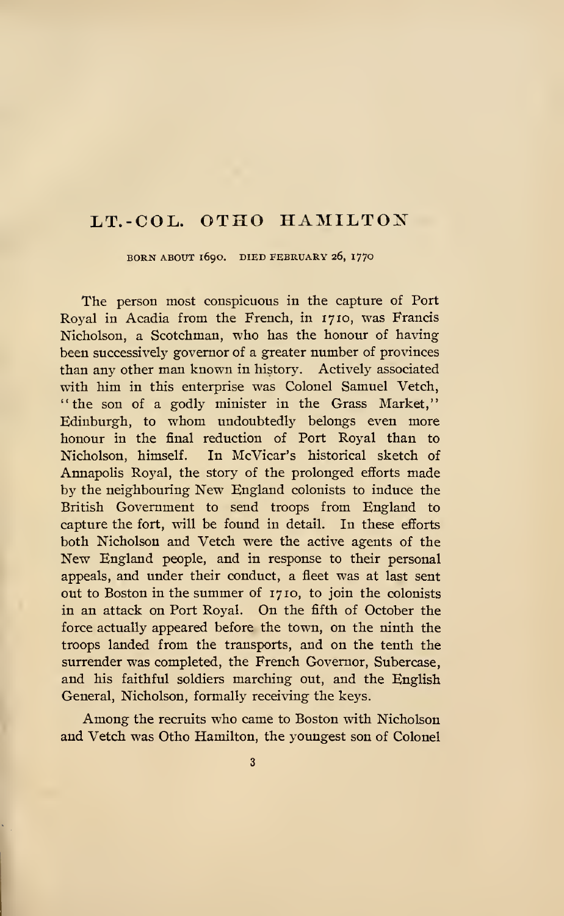## LT.-COL. OTHO HAMILTON

BORN ABOUT 1690. DIED FEBRUARY 26, 1770

The person most conspicuous in the capture of Port Royal in Acadia from the French, in 1710, was Francis Nicholson, a Scotchman, who has the honour of having been successively governor of a greater number of provinces than any other man known in history. Actively associated with him in this enterprise was Colonel Samuel Vetch, "the son of a godly minister in the Grass Market," Edinburgh, to whom undoubtedly belongs even more honour in the final reduction of Port Royal than to Nicholson, himself. In McVicar's historical sketch of Annapolis Royal, the story of the prolonged efforts made by the neighbouring New England colonists to induce the British Government to send troops from England to capture the fort, will be found in detail. In these efforts both Nicholson and Vetch were the active agents of the New England people, and in response to their personal appeals, and under their conduct, a fleet was at last sent out to Boston in the summer of 1710, to join the colonists in an attack on Port Royal. On the fifth of October the force actually appeared before the town, on the ninth the troops landed from the transports, and on the tenth the surrender was completed, the French Governor, Subercase, and his faithful soldiers marching out, and the English General, Nicholson, formally receiving the keys.

Among the recruits who came to Boston with Nicholson and Vetch was Otho Hamilton, the youngest son of Colonel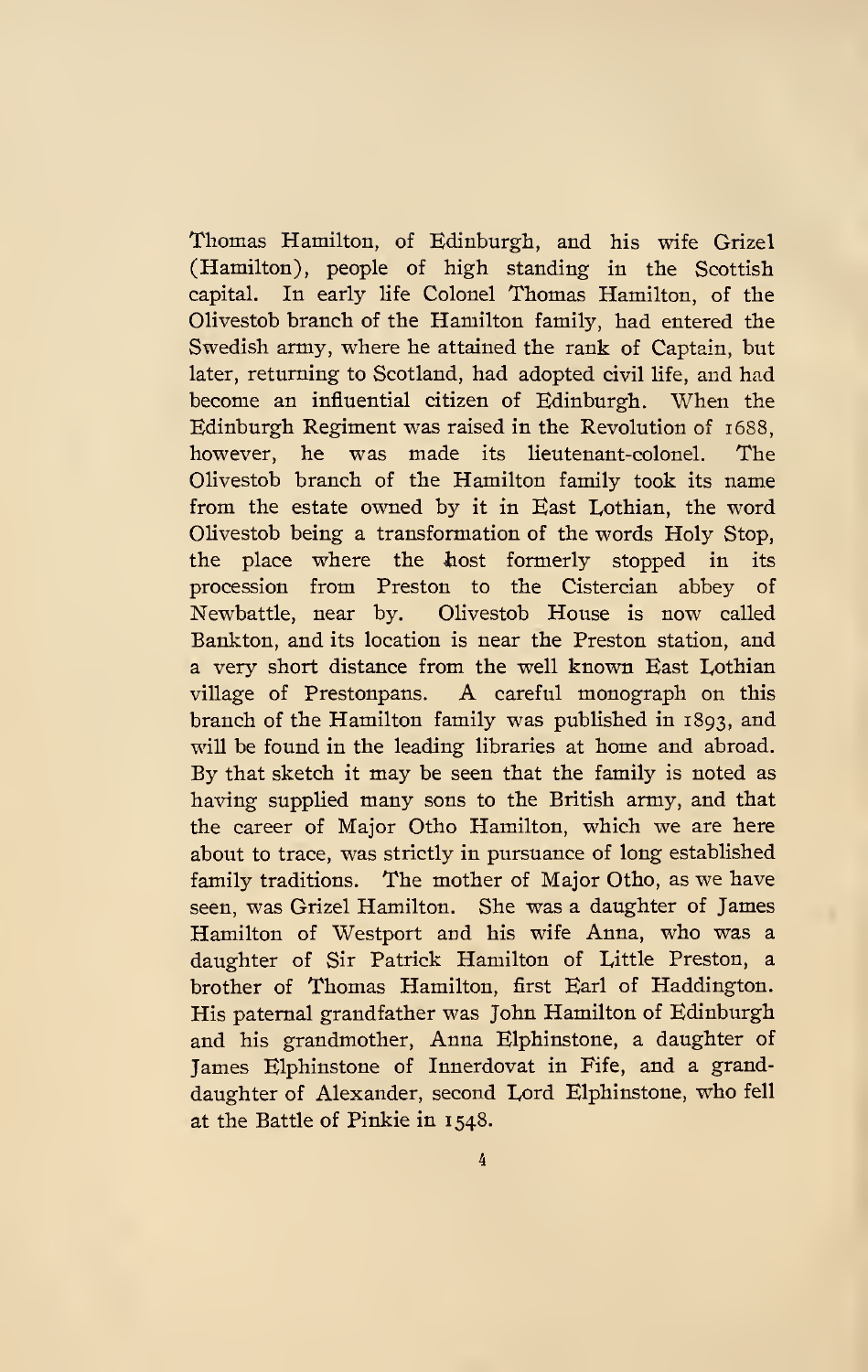Thomas Hamilton, of Edinburgh, and his wife Grizel (Hamilton), people of high standing in the Scottish capital. In early life Colonel Thomas Hamilton, of the Olivestob branch of the Hamilton family, had entered the Swedish army, where he attained the rank of Captain, but later, returning to Scotland, had adopted civil life, and had become an influential citizen of Edinburgh. When the Edinburgh Regiment was raised in the Revolution of 1688, however, he was made its lieutenant-colonel. The Olivestob branch of the Hamilton family took its name from the estate owned by it in East Lothian, the word Olivestob being a transformation of the words Holy Stop, the place where the host formerly stopped in its procession from Preston to the Cistercian abbey of Newbattle, near by. Olivestob House is now called Bankton, and its location is near the Preston station, and a very short distance from the well known East Lothian village of Prestonpans. A careful monograph on this branch of the Hamilton family was published in 1893, and will be found in the leading libraries at home and abroad. By that sketch it may be seen that the family is noted as having supplied many sons to the British army, and that the career of Major Otho Hamilton, which we are here about to trace, was strictly in pursuance of long established family traditions. The mother of Major Otho, as we have seen, was Grizel Hamilton. She was a daughter of James Hamilton of Westport and his wife Anna, who was a daughter of Sir Patrick Hamilton of Little Preston, a brother of Thomas Hamilton, first Earl of Haddington. His paternal grandfather was John Hamilton of Edinburgh and his grandmother, Anna Elphinstone, a daughter of James Elphinstone of Innerdovat in Fife, and a granddaughter of Alexander, second Lord Elphinstone, who fell at the Battle of Pinkie in 1548.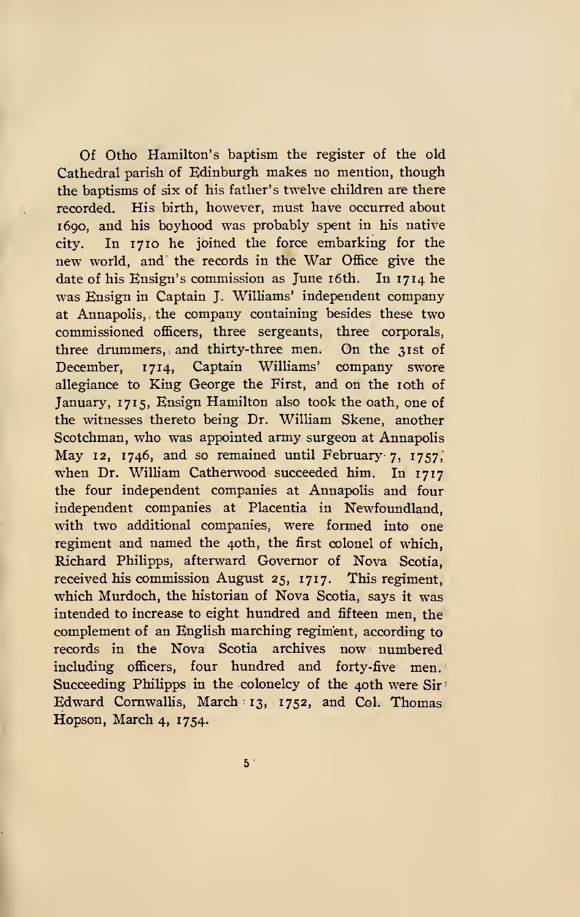Of Otho Hamilton's baptism the register of the old Cathedral parish of Edinburgh makes no mention, though the baptisms of six of his father's twelve children are there recorded. His birth, however, must have occurred about 1690, and his boyhood was probably spent in his native city. In 1710 he joined the force embarking for the new world, and the records in the War Office give the date of his Ensign's commission as June 16th. In 1714 he was Ensign in Captain J. Williams' independent company at Annapolis, the company containing besides these two commissioned officers, three sergeants, three corporals, three drummers, and thirty-three men. On the 31st of December, 1714, Captain Williams' company swore allegiance to King George the First, and on the 10th of January, 1715, Ensign Hamilton also took the oath, one of the witnesses thereto being Dr. William Skene, another Scotchman, who was appointed army surgeon at Annapolis May 12, 1746, and so remained until February 7, 1757, when Dr. William Catherwood succeeded him. In 1717 the four independent companies at Annapolis and four independent companies at Placentia in Newfoundland, with two additional companies, were formed into one regiment and named the 40th, the first colonel of which, Richard Philipps, afterward Governor of Nova Scotia, received his commission August 25, 1717. This regiment, which Murdoch, the historian of Nova Scotia, says it was intended to increase to eight hundred and fifteen men, the complement of an English marching regiment, according to records in the Nova Scotia archives now numbered including officers, four hundred and forty-five men. Succeeding Philipps in the colonelcy of the 40th were Sir Edward Cornwallis, March 13, 1752, and Col. Thomas Hopson, March 4, 1754.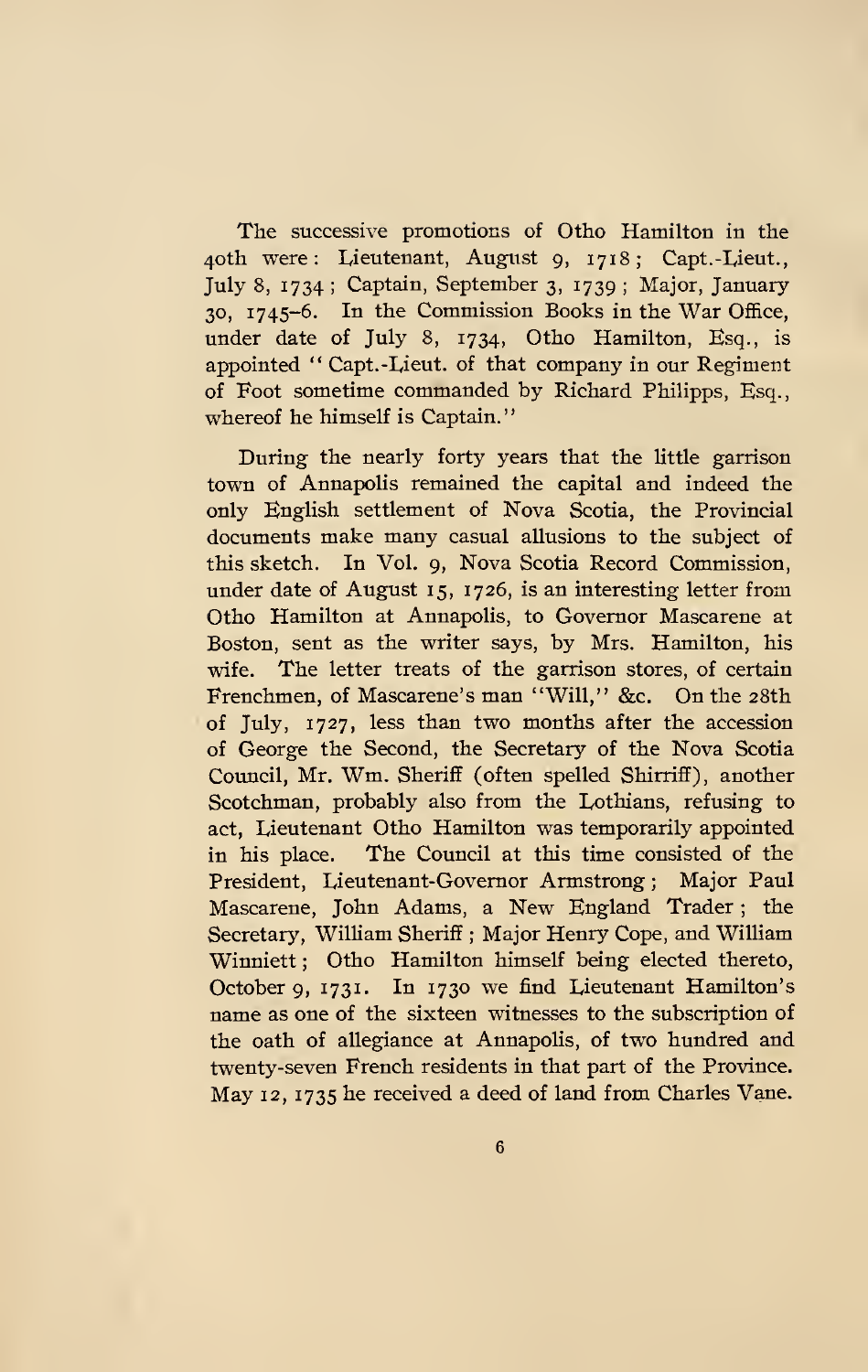The successive promotions of Otho Hamilton in the 40th were: Lieutenant, August 9, 1718; Capt.-Lieut., July 8, 1734; Captain, September 3, 1739; Major, January 30, 1745–6. In the Commission Books in the War Office, under date of July 8, 1734, Otho Hamilton, Esq., is appointed "Capt.-Lieut. of that company in our Regiment of Foot sometime commanded by Richard Philipps, Esq., whereof he himself is Captain."

During the nearly forty years that the little garrison town of Annapolis remained the capital and indeed the only English settlement of Nova Scotia, the Provincial documents make many casual allusions to the subject of this sketch. In Vol. 9, Nova Scotia Record Commission, under date of August 15, 1726, is an interesting letter from Otho Hamilton at Annapolis, to Governor Mascarene at Boston, sent as the writer says, by Mrs. Hamilton, his wife. The letter treats of the garrison stores, of certain Frenchmen, of Mascarene's man "Will," &c. On the 28th of July, 1727, less than two months after the accession of George the Second, the Secretary of the Nova Scotia Council, Mr. Wm. Sheriff (often spelled Shirriff), another Scotchman, probably also from the Lothians, refusing to act, Lieutenant Otho Hamilton was temporarily appointed in his place. The Council at this time consisted of the President, Lieutenant-Governor Armstrong; Major Paul Mascarene, John Adams, a New England Trader; the Secretary, William Sheriff; Major Henry Cope, and William Winniett; Otho Hamilton himself being elected thereto, October 9, 1731. In 1730 we find Lieutenant Hamilton's name as one of the sixteen witnesses to the subscription of the oath of allegiance at Annapolis, of two hundred and twenty-seven French residents in that part of the Province. May 12, 1735 he received a deed of land from Charles Vane.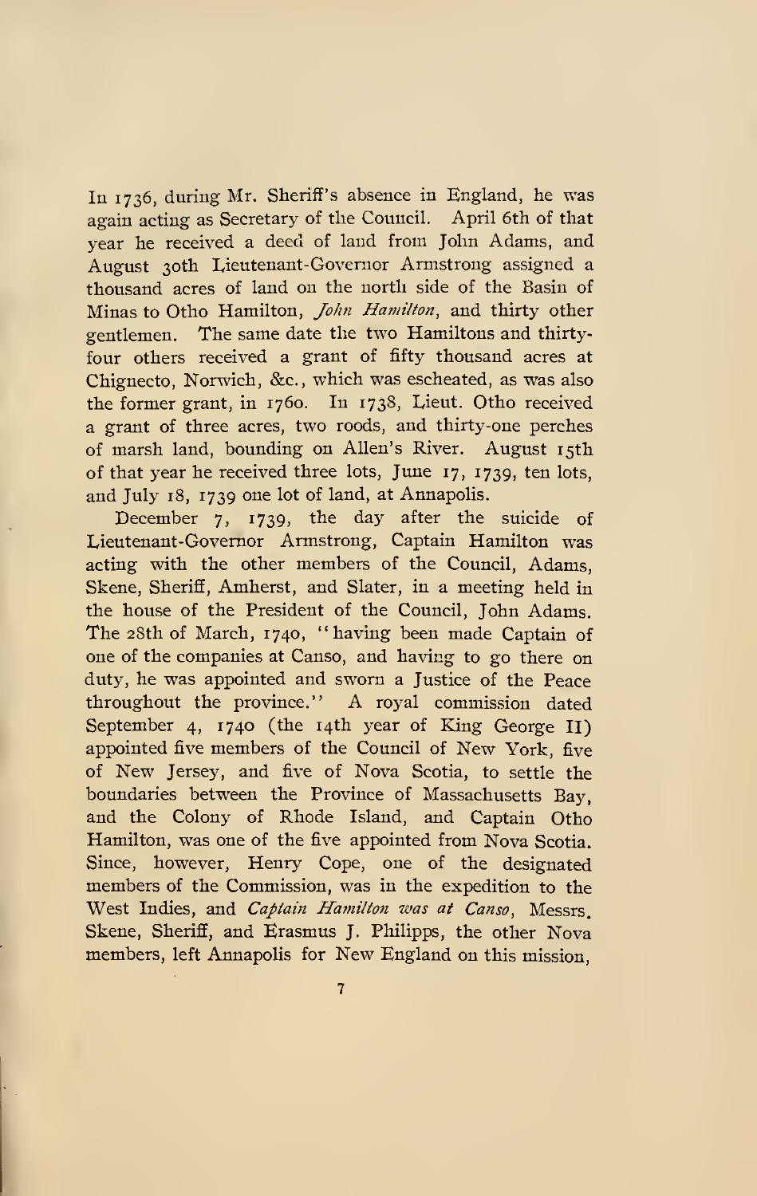In 1736, during Mr. Sheriff's absence in England, he was again acting as Secretary of the Council. April 6th of that year he received a deed of land from John Adams, and August 30th Lieutenant-Governor Armstrong assigned a thousand acres of land on the north side of the Basin of Minas to Otho Hamilton, *John Hamilton*, and thirty other gentlemen. The same date the two Hamiltons and thirty-four others received a grant of fifty thousand acres at Chignecto, Norwich, &c., which was escheated, as was also the former grant, in 1760. In 1738, Lieut. Otho received a grant of three acres, two roods, and thirty-one perches of marsh land, bounding on Allen's River. August 15th of that year he received three lots, June 17, 1739, ten lots, and July 18, 1739 one lot of land, at Annapolis.

December 7, 1739, the day after the suicide of Lieutenant-Governor Armstrong, Captain Hamilton was acting with the other members of the Council, Adams, Skene, Sheriff, Amherst, and Slater, in a meeting held in the house of the President of the Council, John Adams. The 28th of March, 1740, "having been made Captain of one of the companies at Canso, and having to go there on duty, he was appointed and sworn a Justice of the Peace throughout the province." A royal commission dated September 4, 1740 (the 14th year of King George II) appointed five members of the Council of New York, five of New Jersey, and five of Nova Scotia, to settle the boundaries between the Province of Massachusetts Bay, and the Colony of Rhode Island, and Captain Otho Hamilton, was one of the five appointed from Nova Scotia. Since, however, Henry Cope, one of the designated members of the Commission, was in the expedition to the West Indies, and *Captain Hamilton was at Canso*, Messrs. Skene, Sheriff, and Erasmus J. Philipps, the other Nova members, left Annapolis for New England on this mission,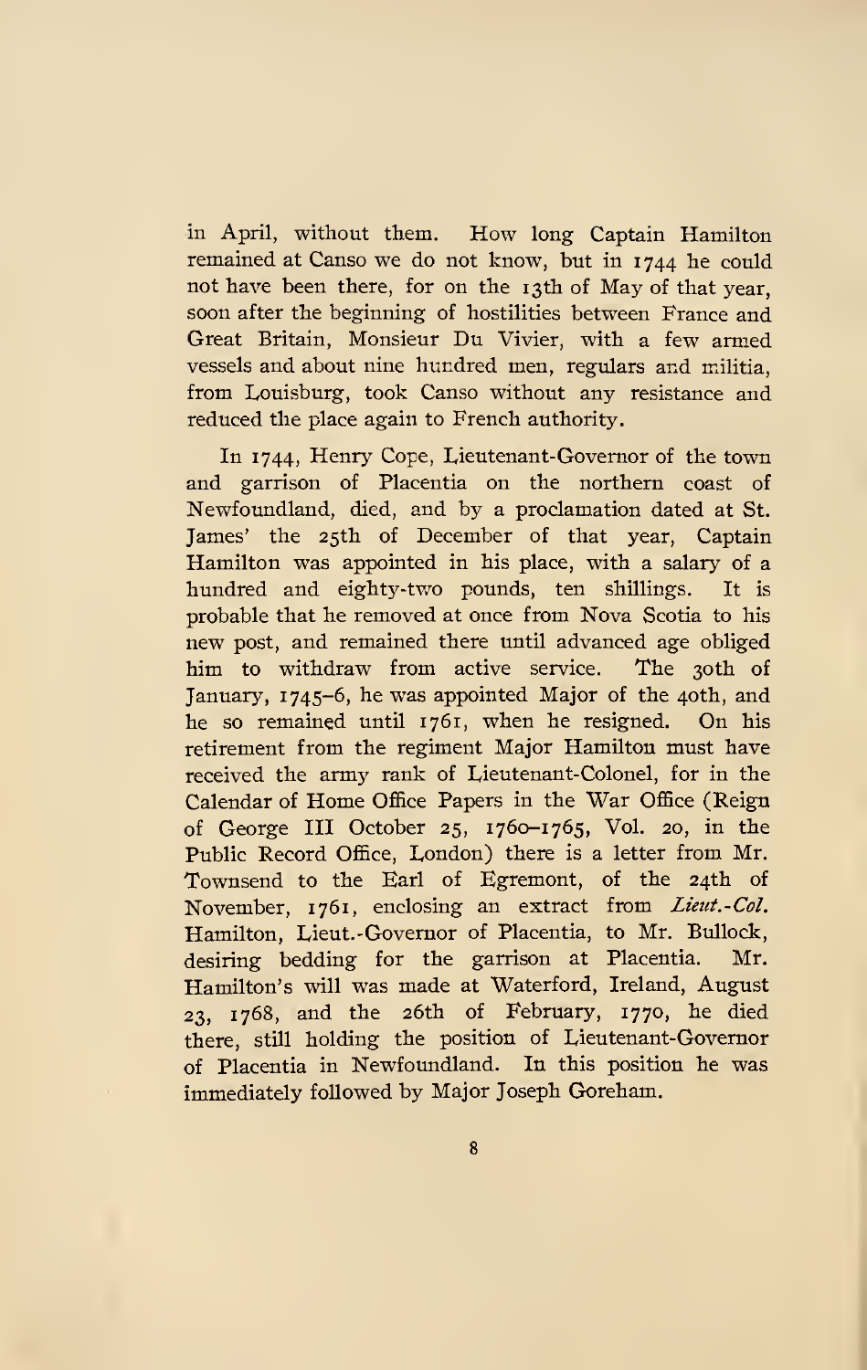in April, without them. How long Captain Hamilton remained at Canso we do not know, but in 1744 he could not have been there, for on the 13th of May of that year, soon after the beginning of hostilities between France and Great Britain, Monsieur Du Vivier, with a few armed vessels and about nine hundred men, regulars and militia, from Louisburg, took Canso without any resistance and reduced the place again to French authority.

In 1744, Henry Cope, Lieutenant-Governor of the town and garrison of Placentia on the northern coast of Newfoundland, died, and by a proclamation dated at St. James' the 25th of December of that year, Captain Hamilton was appointed in his place, with a salary of a hundred and eighty-two pounds, ten shillings. It is probable that he removed at once from Nova Scotia to his new post, and remained there until advanced age obliged him to withdraw from active service. The 30th of January, 1745–6, he was appointed Major of the 40th, and he so remained until 1761, when he resigned. On his retirement from the regiment Major Hamilton must have received the army rank of Lieutenant-Colonel, for in the Calendar of Home Office Papers in the War Office (Reign of George III October 25, 1760–1765, Vol. 20, in the Public Record Office, London) there is a letter from Mr. Townsend to the Earl of Egremont, of the 24th of November, 1761, enclosing an extract from *Lieut.-Col.* Hamilton, Lieut.-Governor of Placentia, to Mr. Bullock, desiring bedding for the garrison at Placentia. Mr. Hamilton's will was made at Waterford, Ireland, August 23, 1768, and the 26th of February, 1770, he died there, still holding the position of Lieutenant-Governor of Placentia in Newfoundland. In this position he was immediately followed by Major Joseph Goreham.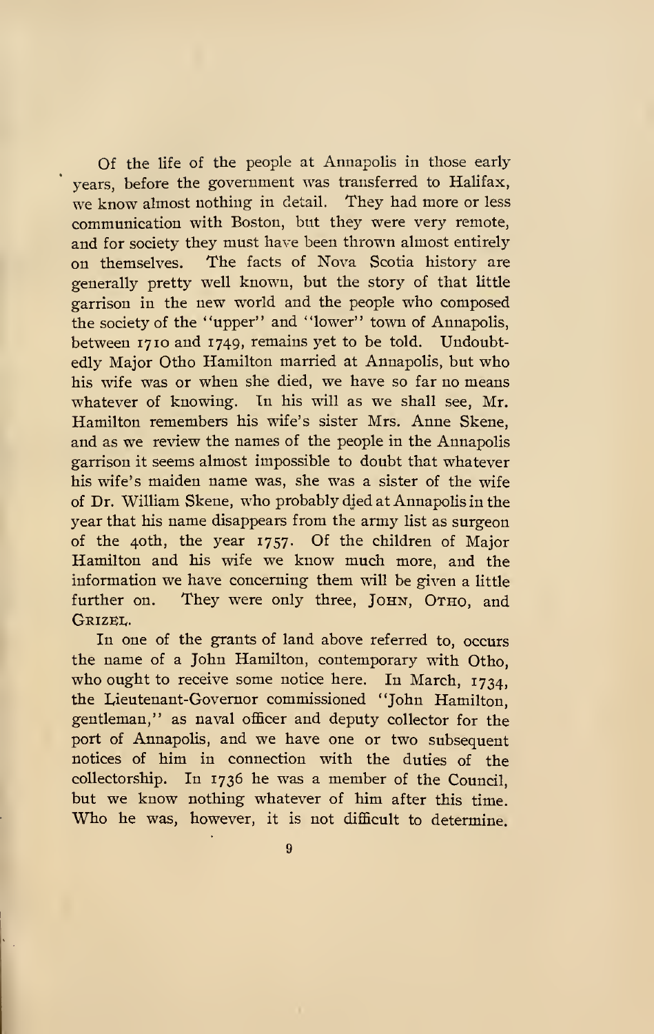Of the life of the people at Annapolis in those early years, before the government was transferred to Halifax, we know almost nothing in detail. They had more or less communication with Boston, but they were very remote, and for society they must have been thrown almost entirely on themselves. The facts of Nova Scotia history are generally pretty well known, but the story of that little garrison in the new world and the people who composed the society of the "upper" and "lower" town of Annapolis, between 1710 and 1749, remains yet to be told. Undoubtedly Major Otho Hamilton married at Annapolis, but who his wife was or when she died, we have so far no means whatever of knowing. In his will as we shall see, Mr. Hamilton remembers his wife's sister Mrs. Anne Skene, and as we review the names of the people in the Annapolis garrison it seems almost impossible to doubt that whatever his wife's maiden name was, she was a sister of the wife of Dr. William Skene, who probably died at Annapolis in the year that his name disappears from the army list as surgeon of the 40th, the year 1757. Of the children of Major Hamilton and his wife we know much more, and the information we have concerning them will be given a little further on. They were only three, JOHN, OTHO, and GRIZEL.

In one of the grants of land above referred to, occurs the name of a John Hamilton, contemporary with Otho, who ought to receive some notice here. In March, 1734, the Lieutenant-Governor commissioned "John Hamilton, gentleman," as naval officer and deputy collector for the port of Annapolis, and we have one or two subsequent notices of him in connection with the duties of the collectorship. In 1736 he was a member of the Council, but we know nothing whatever of him after this time. Who he was, however, it is not difficult to determine.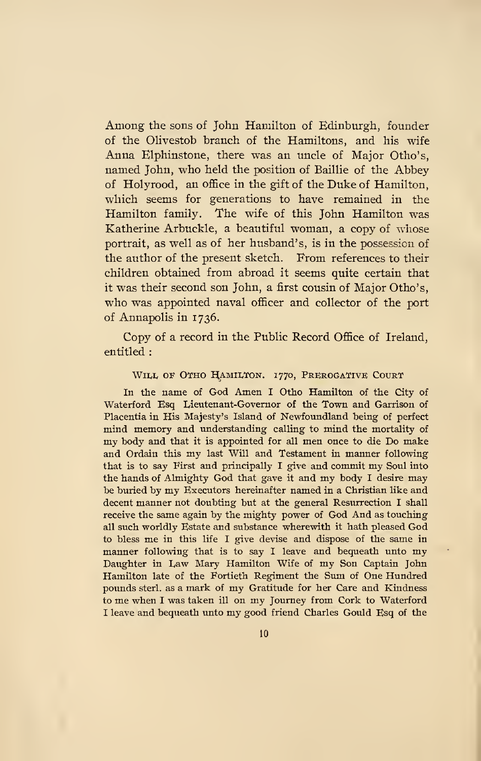Among the sons of John Hamilton of Edinburgh, founder of the Olivestob branch of the Hamiltons, and his wife Anna Elphinstone, there was an uncle of Major Otho's, named John, who held the position of Baillie of the Abbey of Holyrood, an office in the gift of the Duke of Hamilton, which seems for generations to have remained in the Hamilton family. The wife of this John Hamilton was Katherine Arbuckle, a beautiful woman, a copy of whose portrait, as well as of her husband's, is in the possession of the author of the present sketch. From references to their children obtained from abroad it seems quite certain that it was their second son John, a first cousin of Major Otho's, who was appointed naval officer and collector of the port of Annapolis in 1736.

Copy of a record in the Public Record Office of Ireland, entitled :

#### WILL OF OTHO HAMILTON. 1770, PREROGATIVE COURT

In the name of God Amen I Otho Hamilton of the City of Waterford Esq Lieutenant-Governor of the Town and Garrison of Placentia in His Majesty's Island of Newfoundland being of perfect mind memory and understanding calling to mind the mortality of my body and that it is appointed for all men once to die Do make and Ordain this my last Will and Testament in manner following that is to say First and principally I give and commit my Soul into the hands of Almighty God that gave it and my body I desire may be buried by my Executors hereinafter named in a Christian like and decent manner not doubting but at the general Resurrection I shall receive the same again by the mighty power of God And as touching all such worldly Estate and substance wherewith it hath pleased God to bless me in this life I give devise and dispose of the same in manner following that is to say I leave and bequeath unto my Daughter in Law Mary Hamilton Wife of my Son Captain John Hamilton late of the Fortieth Regiment the Sum of One Hundred pounds sterl. as a mark of my Gratitude for her Care and Kindness to me when I was taken ill on my Journey from Cork to Waterford I leave and bequeath unto my good friend Charles Gould Esq of the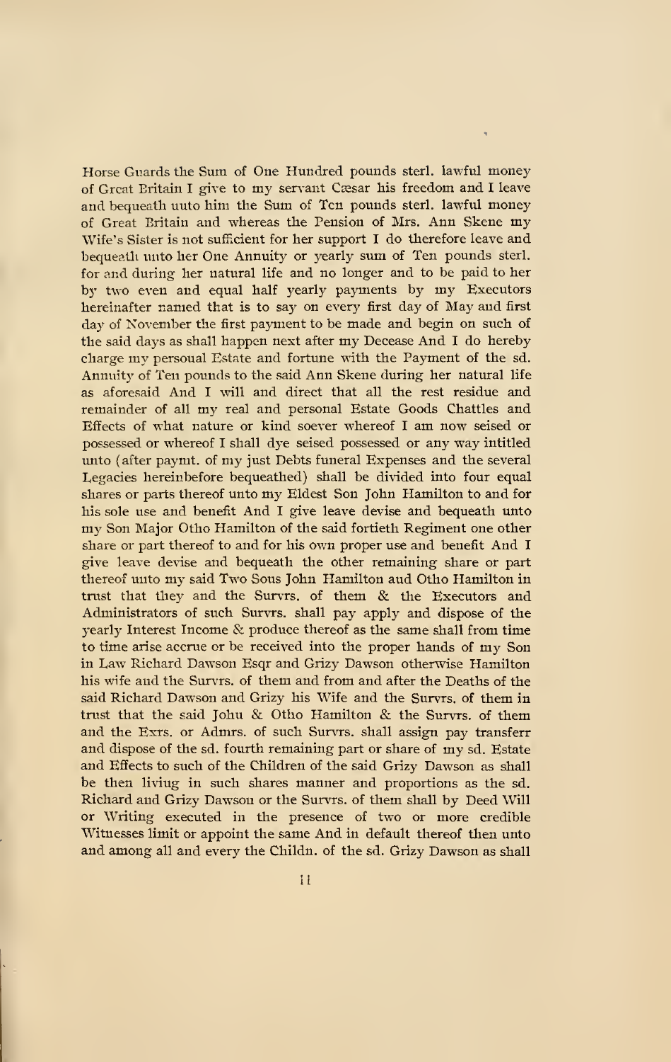Horse Guards the Sum of One Hundred pounds sterl. lawful money of Great Britain I give to my servant Cæsar his freedom and I leave and bequeath uuto him the Sum of Ten pounds sterl. lawful money of Great Britain and whereas the Pension of Mrs. Ann Skene my Wife's Sister is not sufficient for her support I do therefore leave and bequeath unto her One Annuity or yearly sum of Ten pounds sterl. for and during her natural life and no longer and to be paid to her by two even and equal half yearly payments by my Executors hereinafter named that is to say on every first day of May and first day of November the first payment to be made and begin on such of the said days as shall happen next after my Decease And I do hereby charge my persoual Estate and fortune with the Payment of the sd. Annuity of Ten pounds to the said Ann Skene during her natural life as aforesaid And I will and direct that all the rest residue and remainder of all my real and personal Estate Goods Chattles and Effects of what nature or kind soever whereof I am now seised or possessed or whereof I shall dye seised possessed or any way intitled unto (after paymt. of my just Debts funeral Expenses and the several Legacies hereinbefore bequeathed) shall be divided into four equal shares or parts thereof unto my Eldest Son John Hamilton to and for his sole use and benefit And I give leave devise and bequeath unto my Son Major Otho Hamilton of the said fortieth Regiment one other share or part thereof to and for his own proper use and benefit And I give leave devise and bequeath the other remaining share or part thereof unto my said Two Sons John Hamilton aud Otho Hamilton in trust that they and the Survrs. of them & the Executors and Administrators of such Survrs. shall pay apply and dispose of the yearly Interest Income & produce thereof as the same shall from time to time arise accrue or be received into the proper hands of my Son in Law Richard Dawson Esqr and Grizy Dawson otherwise Hamilton his wife and the Survrs. of them and from and after the Deaths of the said Richard Dawson and Grizy his Wife and the Survrs. of them in trust that the said John & Otho Hamilton & the Survrs. of them and the Exrs. or Admrs. of such Survrs. shall assign pay transferr and dispose of the sd. fourth remaining part or share of my sd. Estate and Effects to such of the Children of the said Grizy Dawson as shall be then living in such shares manner and proportions as the sd. Richard and Grizy Dawson or the Survrs. of them shall by Deed Will or Writing executed in the presence of two or more credible Witnesses limit or appoint the same And in default thereof then unto and among all and every the Childn. of the sd. Grizy Dawson as shall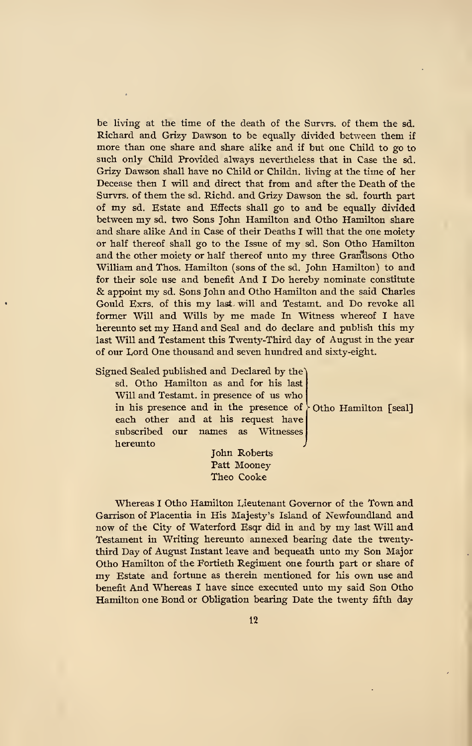be living at the time of the death of the Survrs. of them the sd. Richard and Grizy Dawson to be equally divided between them if more than one share and share alike and if but one Child to go to such only Child Provided always nevertheless that in Case the sd. Grizy Dawson shall have no Child or Childn. living at the time of her Decease then I will and direct that from and after the Death of the Survrs. of them the sd. Richd. and Grizy Dawson the sd. fourth part of my sd. Estate and Effects shall go to and be equally divided between my sd. two Sons John Hamilton and Otho Hamilton share and share alike And in Case of their Deaths I will that the one moiety or half thereof shall go to the Issue of my sd. Son Otho Hamilton and the other moiety or half thereof unto my three Grandsons Otho William and Thos. Hamilton (sons of the sd. John Hamilton) to and for their sole use and benefit And I Do hereby nominate constitute & appoint my sd. Sons John and Otho Hamilton and the said Charles Gould Exrs. of this my last will and Testamt. and Do revoke all former Will and Wills by me made In Witness whereof I have hereunto set my Hand and Seal and do declare and publish this my last Will and Testament this Twenty-Third day of August in the year of our Lord One thousand and seven hundred and sixty-eight.

Signed Sealed published and Declared by the sd. Otho Hamilton as and for his last Will and Testamt. in presence of us who in his presence and in the presence of each other and at his request have subscribed our names as Witnesses hereunto } Otho Hamilton [seal]

John Roberts
Patt Mooney
Theo Cooke

Whereas I Otho Hamilton Lieutenant Governor of the Town and Garrison of Placentia in His Majesty's Island of Newfoundland and now of the City of Waterford Esqr did in and by my last Will and Testament in Writing hereunto annexed bearing date the twenty-third Day of August Instant leave and bequeath unto my Son Major Otho Hamilton of the Fortieth Regiment one fourth part or share of my Estate and fortune as therein mentioned for his own use and benefit And Whereas I have since executed unto my said Son Otho Hamilton one Bond or Obligation bearing Date the twenty fifth day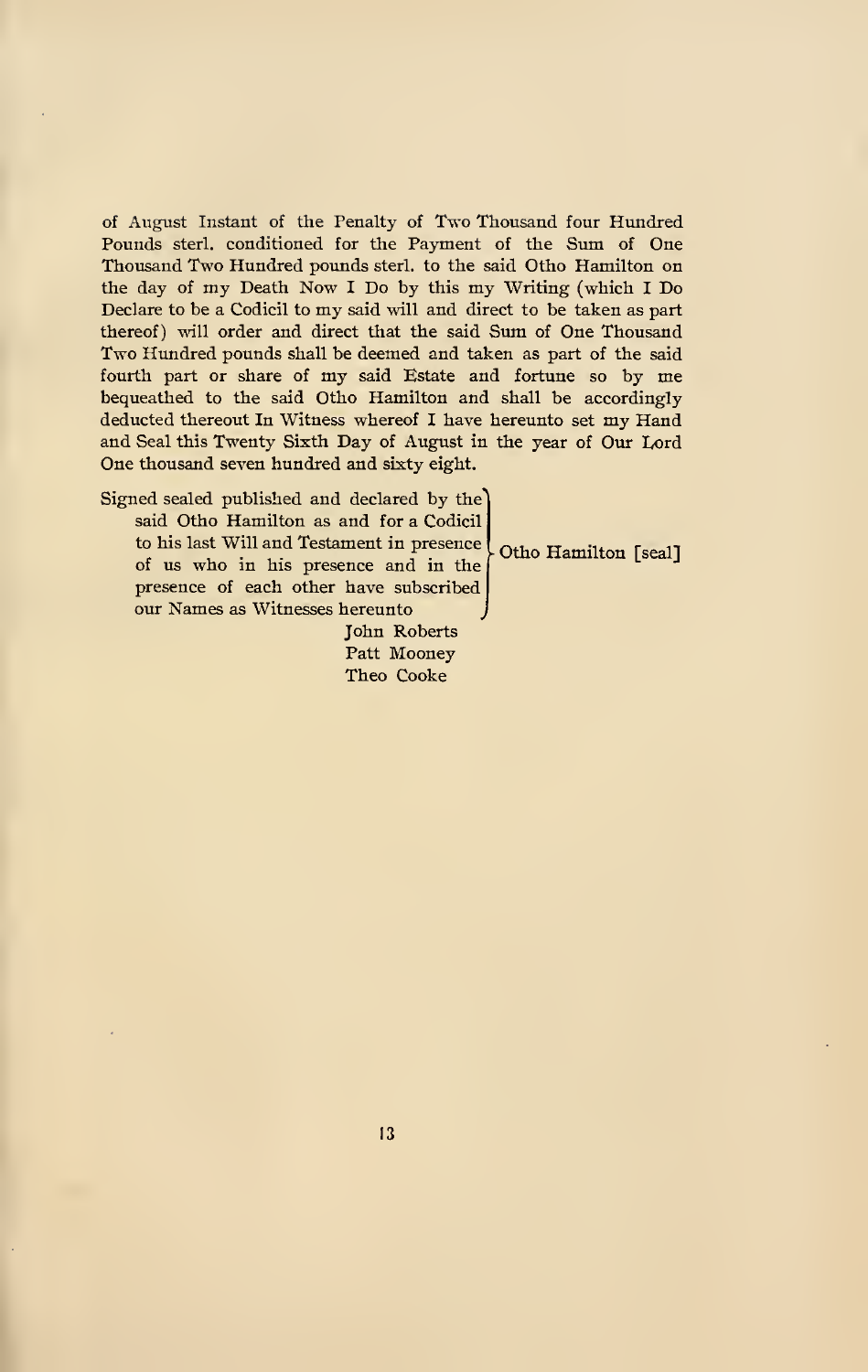of August Instant of the Penalty of Two Thousand four Hundred Pounds sterl. conditioned for the Payment of the Sum of One Thousand Two Hundred pounds sterl. to the said Otho Hamilton on the day of my Death Now I Do by this my Writing (which I Do Declare to be a Codicil to my said will and direct to be taken as part thereof) will order and direct that the said Sum of One Thousand Two Hundred pounds shall be deemed and taken as part of the said fourth part or share of my said Estate and fortune so by me bequeathed to the said Otho Hamilton and shall be accordingly deducted thereout In Witness whereof I have hereunto set my Hand and Seal this Twenty Sixth Day of August in the year of Our Lord One thousand seven hundred and sixty eight.

Signed sealed published and declared by the said Otho Hamilton as and for a Codicil to his last Will and Testament in presence of us who in his presence and in the presence of each other have subscribed our Names as Witnesses hereunto — Otho Hamilton [seal]

John Roberts
Patt Mooney
Theo Cooke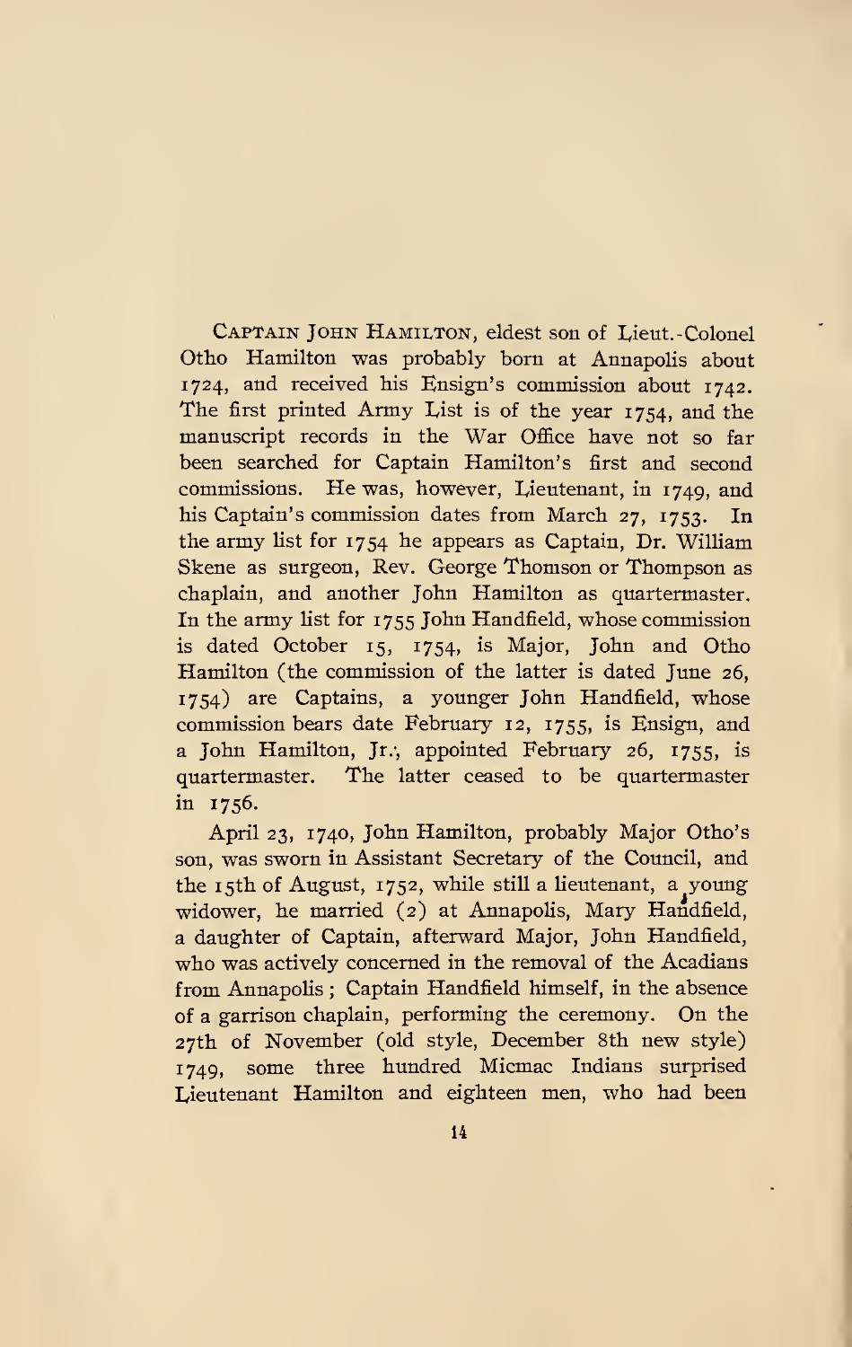Captain John Hamilton, eldest son of Lieut.-Colonel Otho Hamilton was probably born at Annapolis about 1724, and received his Ensign's commission about 1742. The first printed Army List is of the year 1754, and the manuscript records in the War Office have not so far been searched for Captain Hamilton's first and second commissions. He was, however, Lieutenant, in 1749, and his Captain's commission dates from March 27, 1753. In the army list for 1754 he appears as Captain, Dr. William Skene as surgeon, Rev. George Thomson or Thompson as chaplain, and another John Hamilton as quartermaster. In the army list for 1755 John Handfield, whose commission is dated October 15, 1754, is Major, John and Otho Hamilton (the commission of the latter is dated June 26, 1754) are Captains, a younger John Handfield, whose commission bears date February 12, 1755, is Ensign, and a John Hamilton, Jr., appointed February 26, 1755, is quartermaster. The latter ceased to be quartermaster in 1756.

April 23, 1740, John Hamilton, probably Major Otho's son, was sworn in Assistant Secretary of the Council, and the 15th of August, 1752, while still a lieutenant, a young widower, he married (2) at Annapolis, Mary Handfield, a daughter of Captain, afterward Major, John Handfield, who was actively concerned in the removal of the Acadians from Annapolis; Captain Handfield himself, in the absence of a garrison chaplain, performing the ceremony. On the 27th of November (old style, December 8th new style) 1749, some three hundred Micmac Indians surprised Lieutenant Hamilton and eighteen men, who had been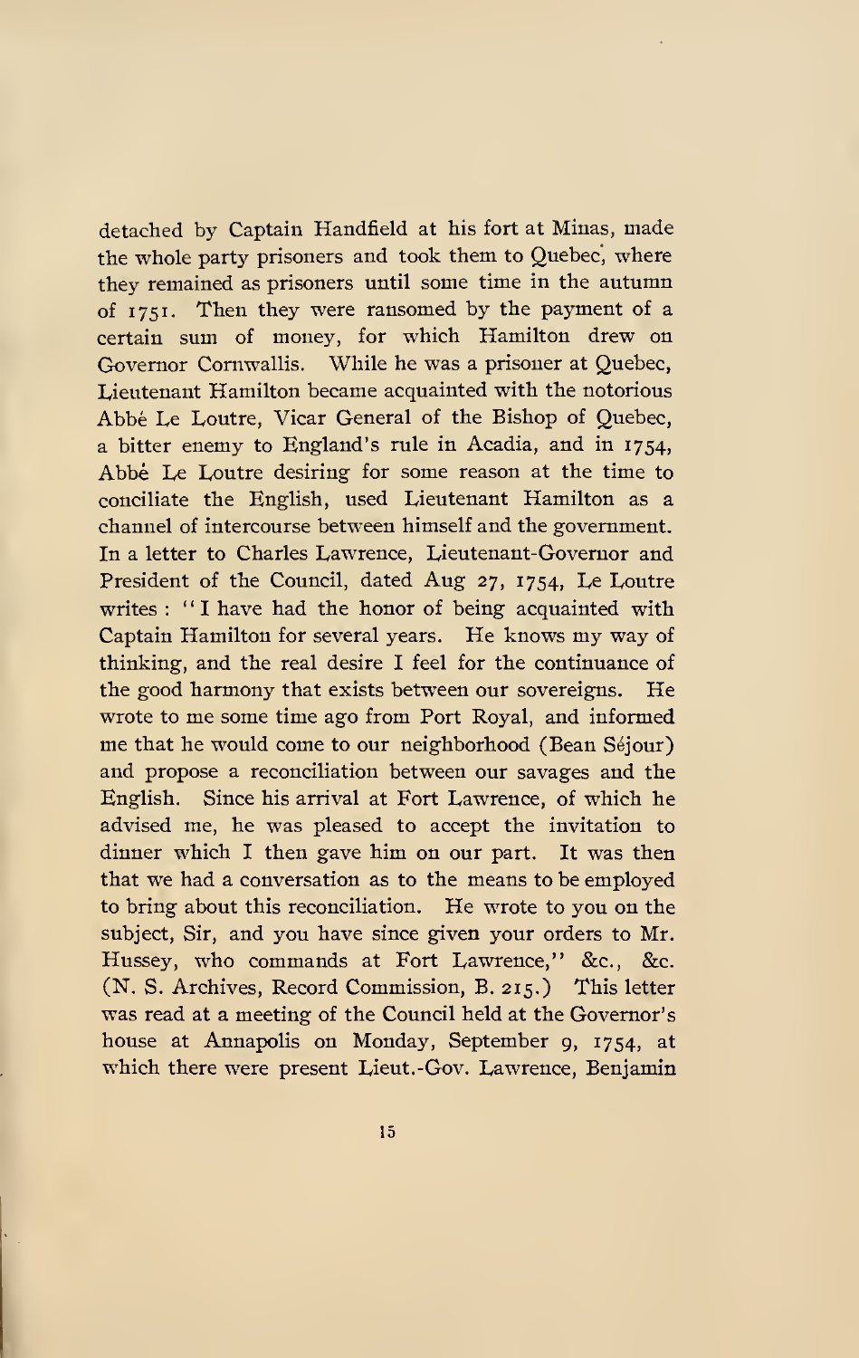detached by Captain Handfield at his fort at Minas, made the whole party prisoners and took them to Quebec, where they remained as prisoners until some time in the autumn of 1751. Then they were ransomed by the payment of a certain sum of money, for which Hamilton drew on Governor Cornwallis. While he was a prisoner at Quebec, Lieutenant Hamilton became acquainted with the notorious Abbé Le Loutre, Vicar General of the Bishop of Quebec, a bitter enemy to England's rule in Acadia, and in 1754, Abbé Le Loutre desiring for some reason at the time to conciliate the English, used Lieutenant Hamilton as a channel of intercourse between himself and the government. In a letter to Charles Lawrence, Lieutenant-Governor and President of the Council, dated Aug 27, 1754, Le Loutre writes : "I have had the honor of being acquainted with Captain Hamilton for several years. He knows my way of thinking, and the real desire I feel for the continuance of the good harmony that exists between our sovereigns. He wrote to me some time ago from Port Royal, and informed me that he would come to our neighborhood (Bean Séjour) and propose a reconciliation between our savages and the English. Since his arrival at Fort Lawrence, of which he advised me, he was pleased to accept the invitation to dinner which I then gave him on our part. It was then that we had a conversation as to the means to be employed to bring about this reconciliation. He wrote to you on the subject, Sir, and you have since given your orders to Mr. Hussey, who commands at Fort Lawrence," &c., &c. (N. S. Archives, Record Commission, B. 215.) This letter was read at a meeting of the Council held at the Governor's house at Annapolis on Monday, September 9, 1754, at which there were present Lieut.-Gov. Lawrence, Benjamin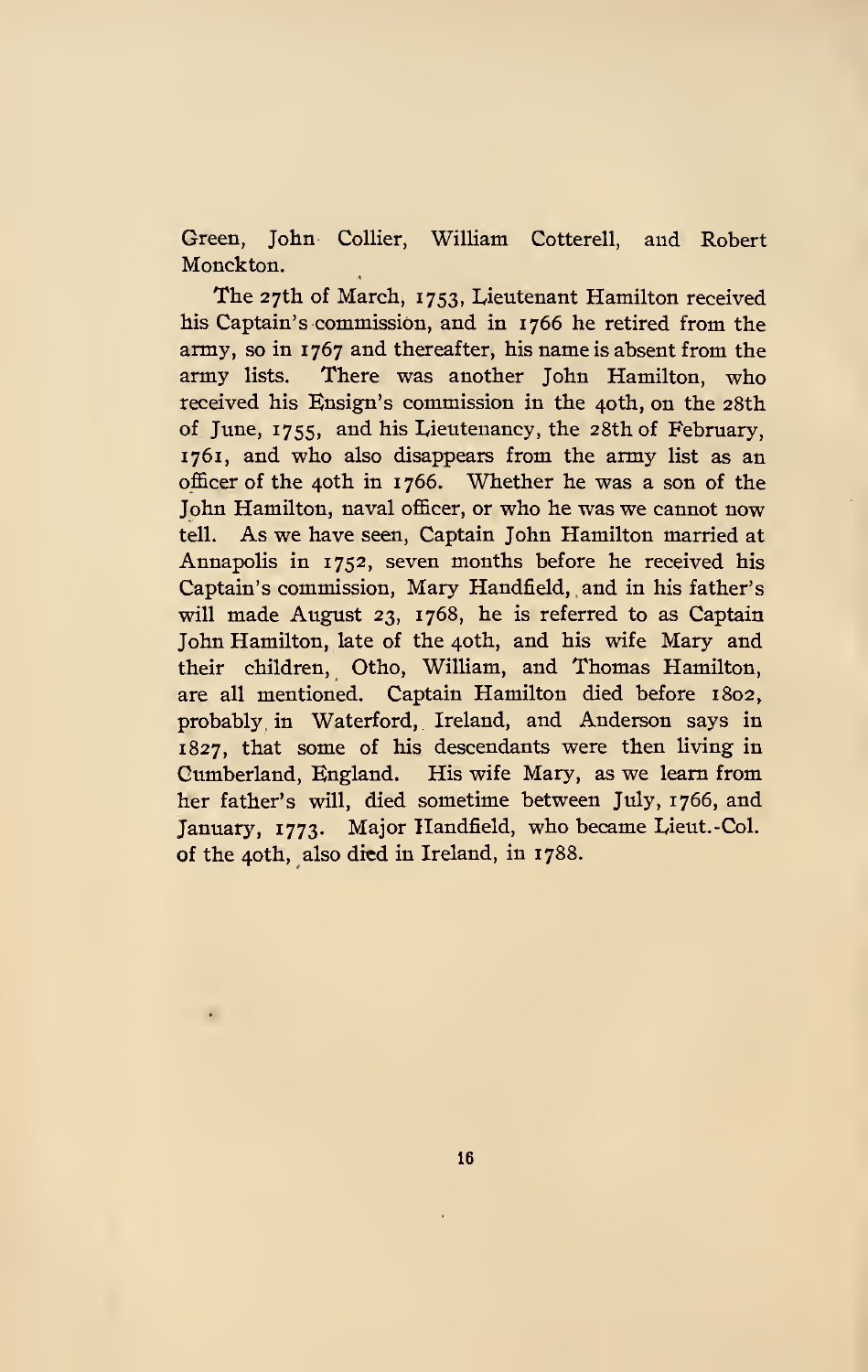Green, John Collier, William Cotterell, and Robert Monckton.

The 27th of March, 1753, Lieutenant Hamilton received his Captain's commission, and in 1766 he retired from the army, so in 1767 and thereafter, his name is absent from the army lists. There was another John Hamilton, who received his Ensign's commission in the 40th, on the 28th of June, 1755, and his Lieutenancy, the 28th of February, 1761, and who also disappears from the army list as an officer of the 40th in 1766. Whether he was a son of the John Hamilton, naval officer, or who he was we cannot now tell. As we have seen, Captain John Hamilton married at Annapolis in 1752, seven months before he received his Captain's commission, Mary Handfield, and in his father's will made August 23, 1768, he is referred to as Captain John Hamilton, late of the 40th, and his wife Mary and their children, Otho, William, and Thomas Hamilton, are all mentioned. Captain Hamilton died before 1802, probably in Waterford, Ireland, and Anderson says in 1827, that some of his descendants were then living in Cumberland, England. His wife Mary, as we learn from her father's will, died sometime between July, 1766, and January, 1773. Major Handfield, who became Lieut.-Col. of the 40th, also died in Ireland, in 1788.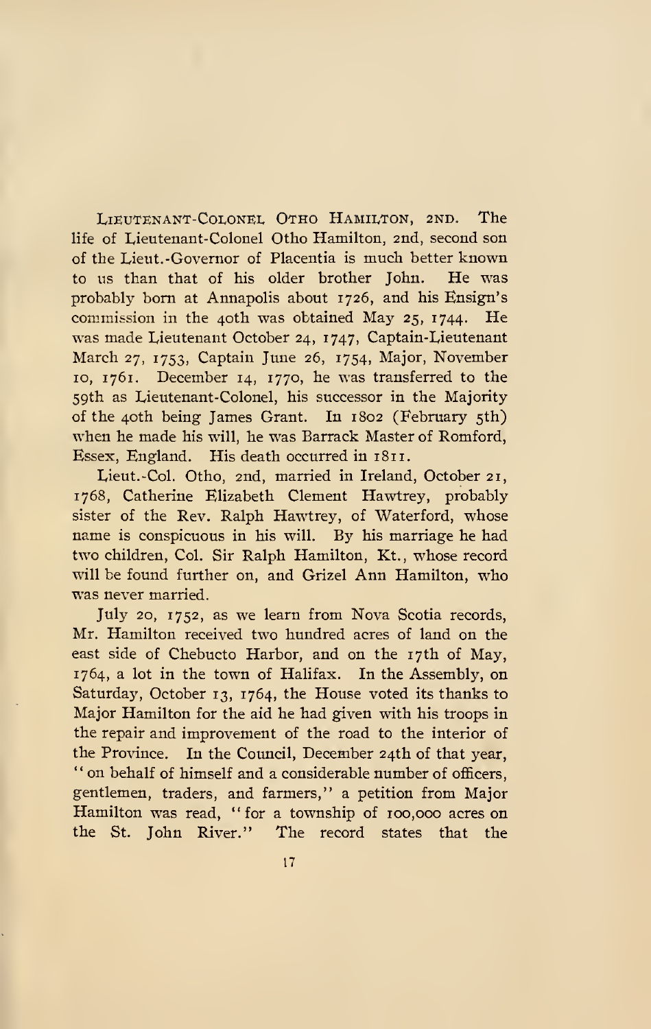LIEUTENANT-COLONEL OTHO HAMILTON, 2ND. The life of Lieutenant-Colonel Otho Hamilton, 2nd, second son of the Lieut.-Governor of Placentia is much better known to us than that of his older brother John. He was probably born at Annapolis about 1726, and his Ensign's commission in the 40th was obtained May 25, 1744. He was made Lieutenant October 24, 1747, Captain-Lieutenant March 27, 1753, Captain June 26, 1754, Major, November 10, 1761. December 14, 1770, he was transferred to the 59th as Lieutenant-Colonel, his successor in the Majority of the 40th being James Grant. In 1802 (February 5th) when he made his will, he was Barrack Master of Romford, Essex, England. His death occurred in 1811.

Lieut.-Col. Otho, 2nd, married in Ireland, October 21, 1768, Catherine Elizabeth Clement Hawtrey, probably sister of the Rev. Ralph Hawtrey, of Waterford, whose name is conspicuous in his will. By his marriage he had two children, Col. Sir Ralph Hamilton, Kt., whose record will be found further on, and Grizel Ann Hamilton, who was never married.

July 20, 1752, as we learn from Nova Scotia records, Mr. Hamilton received two hundred acres of land on the east side of Chebucto Harbor, and on the 17th of May, 1764, a lot in the town of Halifax. In the Assembly, on Saturday, October 13, 1764, the House voted its thanks to Major Hamilton for the aid he had given with his troops in the repair and improvement of the road to the interior of the Province. In the Council, December 24th of that year, "on behalf of himself and a considerable number of officers, gentlemen, traders, and farmers," a petition from Major Hamilton was read, "for a township of 100,000 acres on the St. John River." The record states that the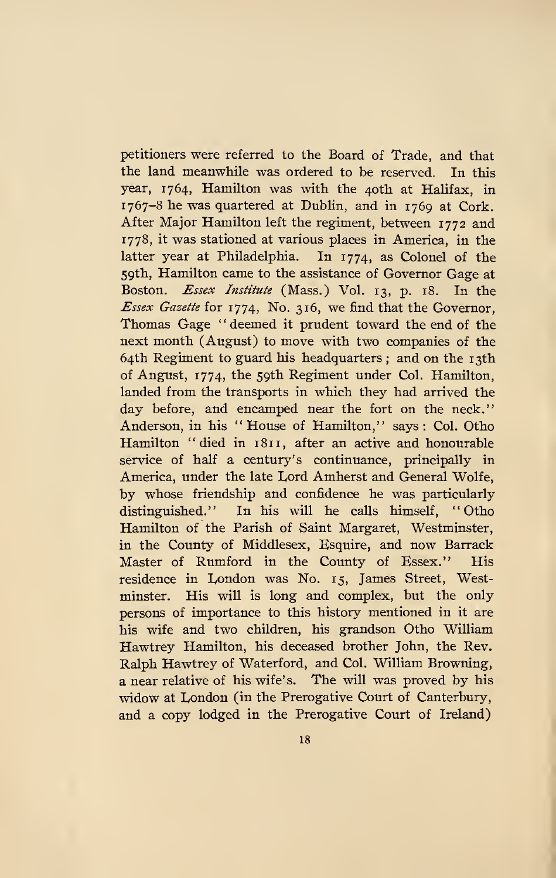petitioners were referred to the Board of Trade, and that the land meanwhile was ordered to be reserved. In this year, 1764, Hamilton was with the 40th at Halifax, in 1767–8 he was quartered at Dublin, and in 1769 at Cork. After Major Hamilton left the regiment, between 1772 and 1778, it was stationed at various places in America, in the latter year at Philadelphia. In 1774, as Colonel of the 59th, Hamilton came to the assistance of Governor Gage at Boston. *Essex Institute* (Mass.) Vol. 13, p. 18. In the *Essex Gazette* for 1774, No. 316, we find that the Governor, Thomas Gage "deemed it prudent toward the end of the next month (August) to move with two companies of the 64th Regiment to guard his headquarters; and on the 13th of Angust, 1774, the 59th Regiment under Col. Hamilton, landed from the transports in which they had arrived the day before, and encamped near the fort on the neck." Anderson, in his "House of Hamilton," says: Col. Otho Hamilton "died in 1811, after an active and honourable service of half a century's continuance, principally in America, under the late Lord Amherst and General Wolfe, by whose friendship and confidence he was particularly distinguished." In his will he calls himself, "Otho Hamilton of the Parish of Saint Margaret, Westminster, in the County of Middlesex, Esquire, and now Barrack Master of Rumford in the County of Essex." His residence in London was No. 15, James Street, Westminster. His will is long and complex, but the only persons of importance to this history mentioned in it are his wife and two children, his grandson Otho William Hawtrey Hamilton, his deceased brother John, the Rev. Ralph Hawtrey of Waterford, and Col. William Browning, a near relative of his wife's. The will was proved by his widow at London (in the Prerogative Court of Canterbury, and a copy lodged in the Prerogative Court of Ireland)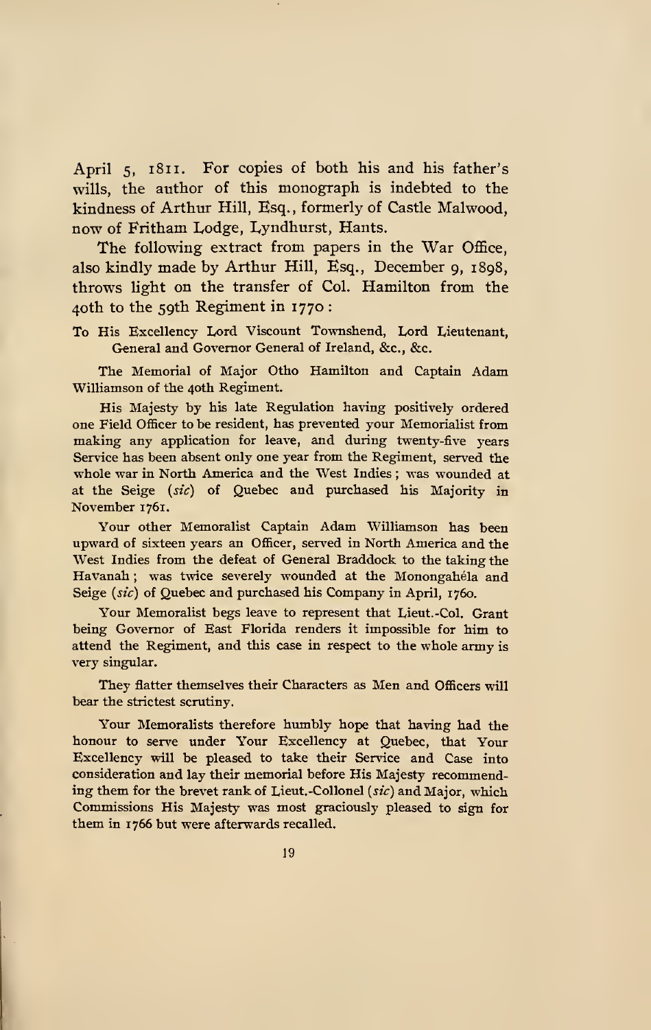April 5, 1811. For copies of both his and his father's wills, the author of this monograph is indebted to the kindness of Arthur Hill, Esq., formerly of Castle Malwood, now of Fritham Lodge, Lyndhurst, Hants.

The following extract from papers in the War Office, also kindly made by Arthur Hill, Esq., December 9, 1898, throws light on the transfer of Col. Hamilton from the 40th to the 59th Regiment in 1770:

To His Excellency Lord Viscount Townshend, Lord Lieutenant, General and Governor General of Ireland, &c., &c.

The Memorial of Major Otho Hamilton and Captain Adam Williamson of the 40th Regiment.

His Majesty by his late Regulation having positively ordered one Field Officer to be resident, has prevented your Memorialist from making any application for leave, and during twenty-five years Service has been absent only one year from the Regiment, served the whole war in North America and the West Indies; was wounded at at the Seige (*sic*) of Quebec and purchased his Majority in November 1761.

Your other Memorialist Captain Adam Williamson has been upward of sixteen years an Officer, served in North America and the West Indies from the defeat of General Braddock to the taking the Havanah; was twice severely wounded at the Monongahéla and Seige (*sic*) of Quebec and purchased his Company in April, 1760.

Your Memorialist begs leave to represent that Lieut.-Col. Grant being Governor of East Florida renders it impossible for him to attend the Regiment, and this case in respect to the whole army is very singular.

They flatter themselves their Characters as Men and Officers will bear the strictest scrutiny.

Your Memorialists therefore humbly hope that having had the honour to serve under Your Excellency at Quebec, that Your Excellency will be pleased to take their Service and Case into consideration and lay their memorial before His Majesty recommending them for the brevet rank of Lieut.-Collonel (*sic*) and Major, which Commissions His Majesty was most graciously pleased to sign for them in 1766 but were afterwards recalled.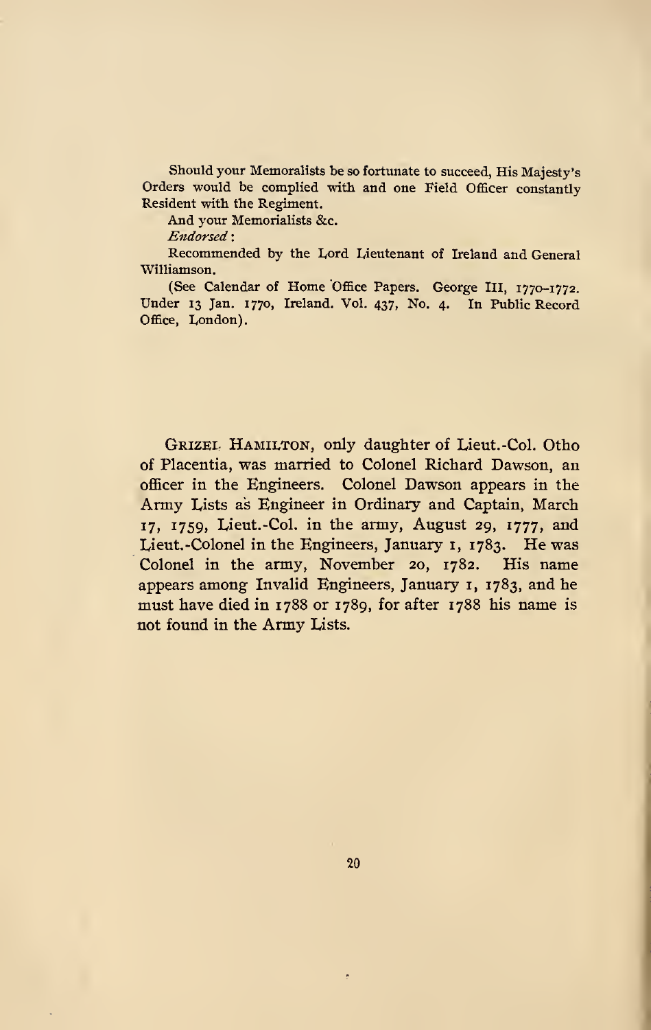Should your Memoralists be so fortunate to succeed, His Majesty's Orders would be complied with and one Field Officer constantly Resident with the Regiment.

And your Memorialists &c.

*Endorsed*:

Recommended by the Lord Lieutenant of Ireland and General Williamson.

(See Calendar of Home Office Papers. George III, 1770–1772. Under 13 Jan. 1770, Ireland. Vol. 437, No. 4. In Public Record Office, London).

GRIZEL HAMILTON, only daughter of Lieut.-Col. Otho of Placentia, was married to Colonel Richard Dawson, an officer in the Engineers. Colonel Dawson appears in the Army Lists as Engineer in Ordinary and Captain, March 17, 1759, Lieut.-Col. in the army, August 29, 1777, and Lieut.-Colonel in the Engineers, January 1, 1783. He was Colonel in the army, November 20, 1782. His name appears among Invalid Engineers, January 1, 1783, and he must have died in 1788 or 1789, for after 1788 his name is not found in the Army Lists.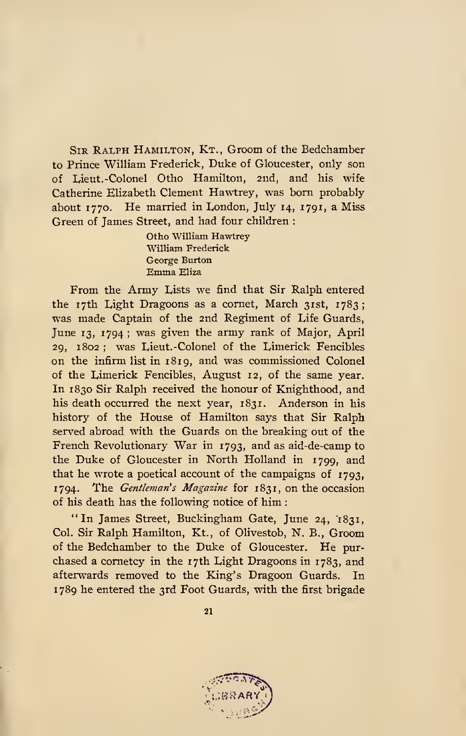Sir Ralph Hamilton, Kt., Groom of the Bedchamber to Prince William Frederick, Duke of Gloucester, only son of Lieut.-Colonel Otho Hamilton, 2nd, and his wife Catherine Elizabeth Clement Hawtrey, was born probably about 1770. He married in London, July 14, 1791, a Miss Green of James Street, and had four children :

Otho William Hawtrey
William Frederick
George Burton
Emma Eliza

From the Army Lists we find that Sir Ralph entered the 17th Light Dragoons as a cornet, March 31st, 1783; was made Captain of the 2nd Regiment of Life Guards, June 13, 1794; was given the army rank of Major, April 29, 1802; was Lieut.-Colonel of the Limerick Fencibles on the infirm list in 1819, and was commissioned Colonel of the Limerick Fencibles, August 12, of the same year. In 1830 Sir Ralph received the honour of Knighthood, and his death occurred the next year, 1831. Anderson in his history of the House of Hamilton says that Sir Ralph served abroad with the Guards on the breaking out of the French Revolutionary War in 1793, and as aid-de-camp to the Duke of Gloucester in North Holland in 1799, and that he wrote a poetical account of the campaigns of 1793, 1794. The *Gentleman's Magazine* for 1831, on the occasion of his death has the following notice of him :

"In James Street, Buckingham Gate, June 24, 1831, Col. Sir Ralph Hamilton, Kt., of Olivestob, N. B., Groom of the Bedchamber to the Duke of Gloucester. He purchased a cornetcy in the 17th Light Dragoons in 1783, and afterwards removed to the King's Dragoon Guards. In 1789 he entered the 3rd Foot Guards, with the first brigade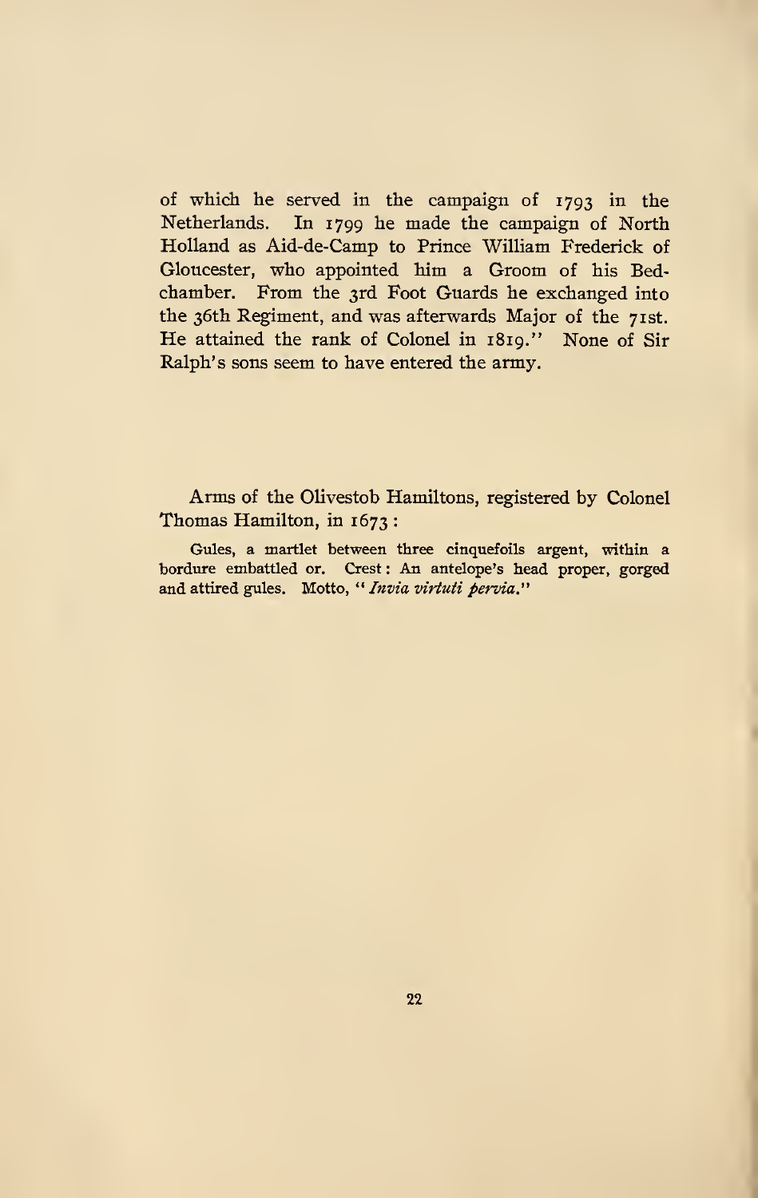of which he served in the campaign of 1793 in the Netherlands. In 1799 he made the campaign of North Holland as Aid-de-Camp to Prince William Frederick of Gloucester, who appointed him a Groom of his Bedchamber. From the 3rd Foot Guards he exchanged into the 36th Regiment, and was afterwards Major of the 71st. He attained the rank of Colonel in 1819." None of Sir Ralph's sons seem to have entered the army.

Arms of the Olivestob Hamiltons, registered by Colonel Thomas Hamilton, in 1673:

Gules, a martlet between three cinquefoils argent, within a bordure embattled or. Crest: An antelope's head proper, gorged and attired gules. Motto, "*Invia virtuti pervia.*"